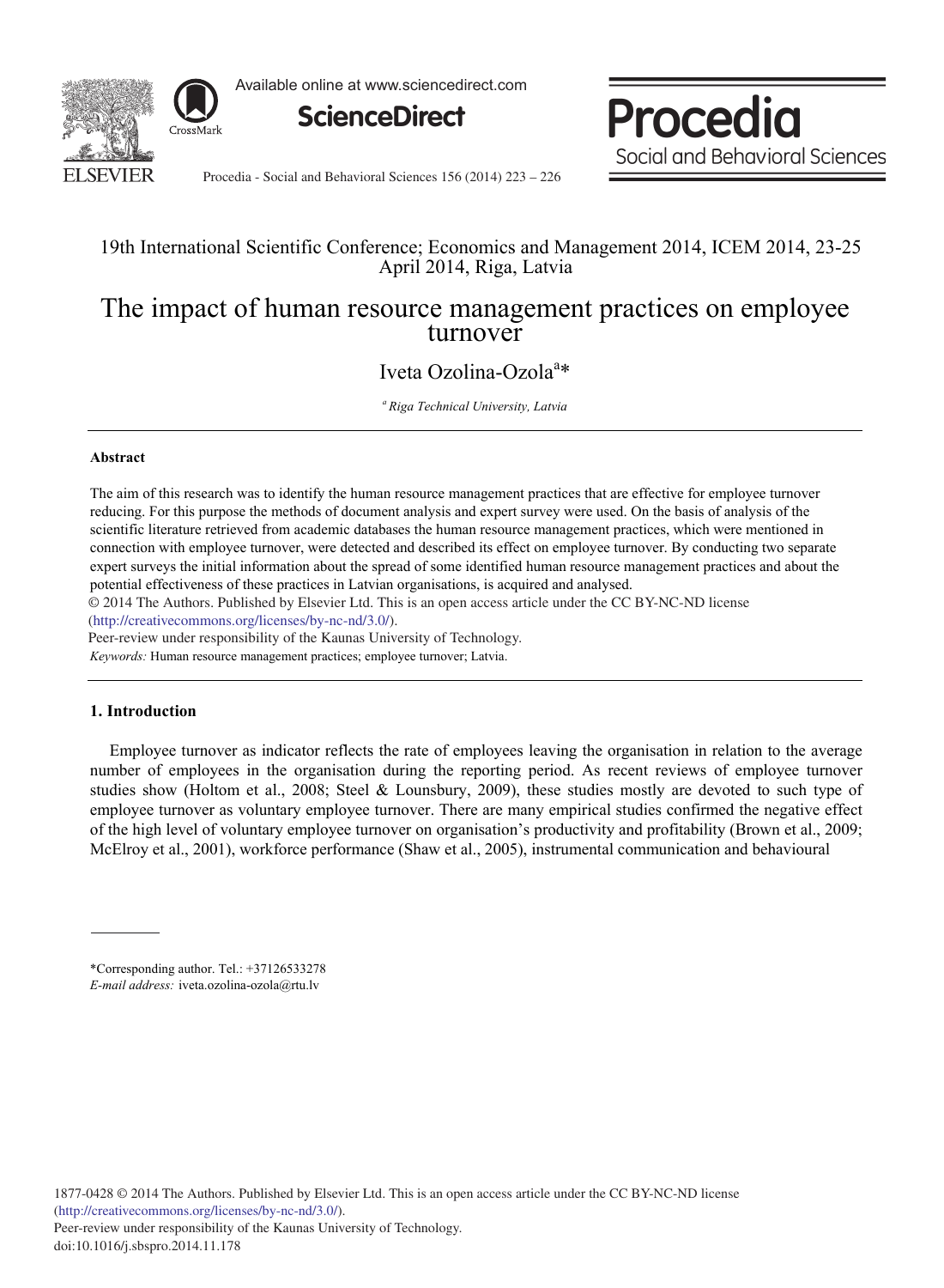19th International Scientific Conference; Economics and Management 2014, ICEM 2014, 23-25 April 2014, Riga, Latvia

# The impact of human resource management practices on employee turnover

Iveta Ozolina-Ozola[a]*

[a] *Riga Technical University, Latvia*

---

**Abstract**

The aim of this research was to identify the human resource management practices that are effective for employee turnover reducing. For this purpose the methods of document analysis and expert survey were used. On the basis of analysis of the scientific literature retrieved from academic databases the human resource management practices, which were mentioned in connection with employee turnover, were detected and described its effect on employee turnover. By conducting two separate expert surveys the initial information about the spread of some identified human resource management practices and about the potential effectiveness of these practices in Latvian organisations, is acquired and analysed.

© 2014 The Authors. Published by Elsevier Ltd. This is an open access article under the CC BY-NC-ND license (http://creativecommons.org/licenses/by-nc-nd/3.0/).

Peer-review under responsibility of the Kaunas University of Technology.

*Keywords:* Human resource management practices; employee turnover; Latvia.

---

## 1. Introduction

Employee turnover as indicator reflects the rate of employees leaving the organisation in relation to the average number of employees in the organisation during the reporting period. As recent reviews of employee turnover studies show (Holtom et al., 2008; Steel & Lounsbury, 2009), these studies mostly are devoted to such type of employee turnover as voluntary employee turnover. There are many empirical studies confirmed the negative effect of the high level of voluntary employee turnover on organisation's productivity and profitability (Brown et al., 2009; McElroy et al., 2001), workforce performance (Shaw et al., 2005), instrumental communication and behavioural

*Corresponding author. Tel.: +37126533278
*E-mail address:* iveta.ozolina-ozola@rtu.lv

1877-0428 © 2014 The Authors. Published by Elsevier Ltd. This is an open access article under the CC BY-NC-ND license (http://creativecommons.org/licenses/by-nc-nd/3.0/).
Peer-review under responsibility of the Kaunas University of Technology.
doi:10.1016/j.sbspro.2014.11.178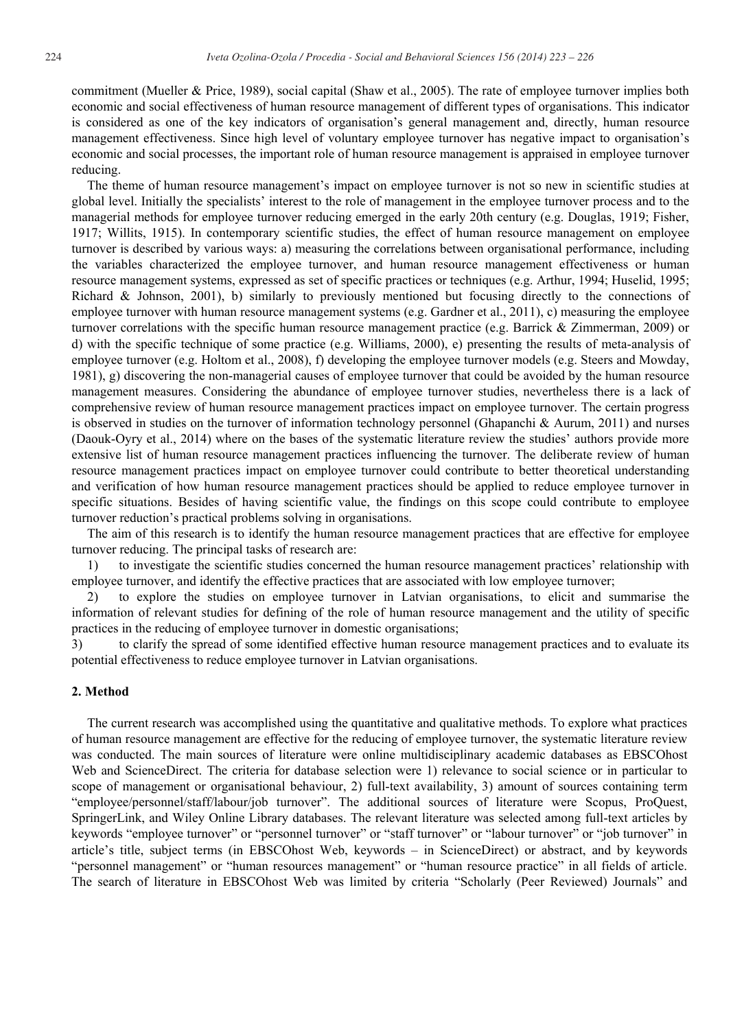commitment (Mueller & Price, 1989), social capital (Shaw et al., 2005). The rate of employee turnover implies both economic and social effectiveness of human resource management of different types of organisations. This indicator is considered as one of the key indicators of organisation's general management and, directly, human resource management effectiveness. Since high level of voluntary employee turnover has negative impact to organisation's economic and social processes, the important role of human resource management is appraised in employee turnover reducing.

The theme of human resource management's impact on employee turnover is not so new in scientific studies at global level. Initially the specialists' interest to the role of management in the employee turnover process and to the managerial methods for employee turnover reducing emerged in the early 20th century (e.g. Douglas, 1919; Fisher, 1917; Willits, 1915). In contemporary scientific studies, the effect of human resource management on employee turnover is described by various ways: a) measuring the correlations between organisational performance, including the variables characterized the employee turnover, and human resource management effectiveness or human resource management systems, expressed as set of specific practices or techniques (e.g. Arthur, 1994; Huselid, 1995; Richard & Johnson, 2001), b) similarly to previously mentioned but focusing directly to the connections of employee turnover with human resource management systems (e.g. Gardner et al., 2011), c) measuring the employee turnover correlations with the specific human resource management practice (e.g. Barrick & Zimmerman, 2009) or d) with the specific technique of some practice (e.g. Williams, 2000), e) presenting the results of meta-analysis of employee turnover (e.g. Holtom et al., 2008), f) developing the employee turnover models (e.g. Steers and Mowday, 1981), g) discovering the non-managerial causes of employee turnover that could be avoided by the human resource management measures. Considering the abundance of employee turnover studies, nevertheless there is a lack of comprehensive review of human resource management practices impact on employee turnover. The certain progress is observed in studies on the turnover of information technology personnel (Ghapanchi & Aurum, 2011) and nurses (Daouk-Oyry et al., 2014) where on the bases of the systematic literature review the studies' authors provide more extensive list of human resource management practices influencing the turnover. The deliberate review of human resource management practices impact on employee turnover could contribute to better theoretical understanding and verification of how human resource management practices should be applied to reduce employee turnover in specific situations. Besides of having scientific value, the findings on this scope could contribute to employee turnover reduction's practical problems solving in organisations.

The aim of this research is to identify the human resource management practices that are effective for employee turnover reducing. The principal tasks of research are:

1) to investigate the scientific studies concerned the human resource management practices' relationship with employee turnover, and identify the effective practices that are associated with low employee turnover;

2) to explore the studies on employee turnover in Latvian organisations, to elicit and summarise the information of relevant studies for defining of the role of human resource management and the utility of specific practices in the reducing of employee turnover in domestic organisations;

3) to clarify the spread of some identified effective human resource management practices and to evaluate its potential effectiveness to reduce employee turnover in Latvian organisations.

## 2. Method

The current research was accomplished using the quantitative and qualitative methods. To explore what practices of human resource management are effective for the reducing of employee turnover, the systematic literature review was conducted. The main sources of literature were online multidisciplinary academic databases as EBSCOhost Web and ScienceDirect. The criteria for database selection were 1) relevance to social science or in particular to scope of management or organisational behaviour, 2) full-text availability, 3) amount of sources containing term "employee/personnel/staff/labour/job turnover". The additional sources of literature were Scopus, ProQuest, SpringerLink, and Wiley Online Library databases. The relevant literature was selected among full-text articles by keywords "employee turnover" or "personnel turnover" or "staff turnover" or "labour turnover" or "job turnover" in article's title, subject terms (in EBSCOhost Web, keywords – in ScienceDirect) or abstract, and by keywords "personnel management" or "human resources management" or "human resource practice" in all fields of article. The search of literature in EBSCOhost Web was limited by criteria "Scholarly (Peer Reviewed) Journals" and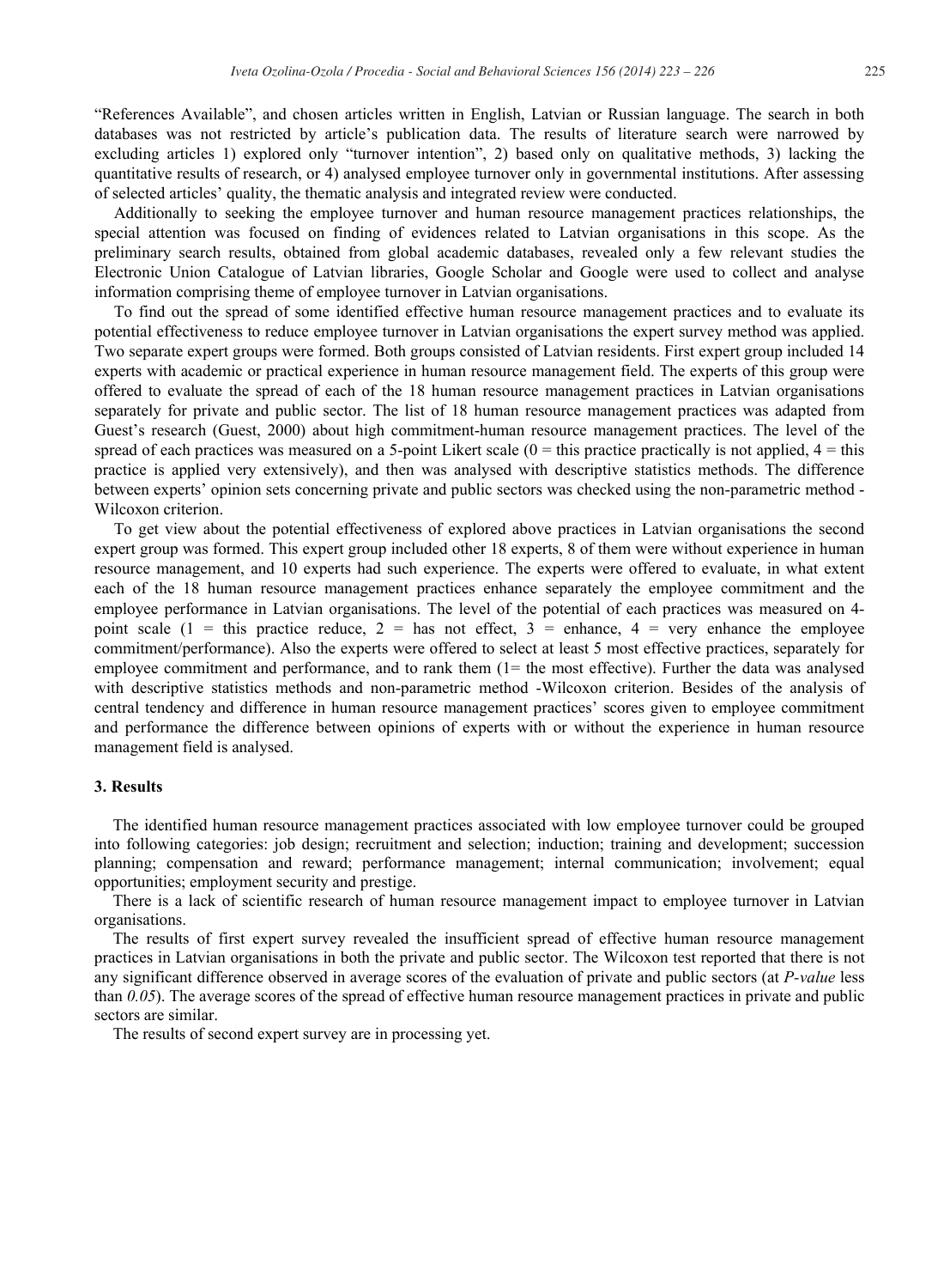"References Available", and chosen articles written in English, Latvian or Russian language. The search in both databases was not restricted by article's publication data. The results of literature search were narrowed by excluding articles 1) explored only "turnover intention", 2) based only on qualitative methods, 3) lacking the quantitative results of research, or 4) analysed employee turnover only in governmental institutions. After assessing of selected articles' quality, the thematic analysis and integrated review were conducted.

Additionally to seeking the employee turnover and human resource management practices relationships, the special attention was focused on finding of evidences related to Latvian organisations in this scope. As the preliminary search results, obtained from global academic databases, revealed only a few relevant studies the Electronic Union Catalogue of Latvian libraries, Google Scholar and Google were used to collect and analyse information comprising theme of employee turnover in Latvian organisations.

To find out the spread of some identified effective human resource management practices and to evaluate its potential effectiveness to reduce employee turnover in Latvian organisations the expert survey method was applied. Two separate expert groups were formed. Both groups consisted of Latvian residents. First expert group included 14 experts with academic or practical experience in human resource management field. The experts of this group were offered to evaluate the spread of each of the 18 human resource management practices in Latvian organisations separately for private and public sector. The list of 18 human resource management practices was adapted from Guest's research (Guest, 2000) about high commitment-human resource management practices. The level of the spread of each practices was measured on a 5-point Likert scale (0 = this practice practically is not applied, 4 = this practice is applied very extensively), and then was analysed with descriptive statistics methods. The difference between experts' opinion sets concerning private and public sectors was checked using the non-parametric method - Wilcoxon criterion.

To get view about the potential effectiveness of explored above practices in Latvian organisations the second expert group was formed. This expert group included other 18 experts, 8 of them were without experience in human resource management, and 10 experts had such experience. The experts were offered to evaluate, in what extent each of the 18 human resource management practices enhance separately the employee commitment and the employee performance in Latvian organisations. The level of the potential of each practices was measured on 4-point scale (1 = this practice reduce, 2 = has not effect, 3 = enhance, 4 = very enhance the employee commitment/performance). Also the experts were offered to select at least 5 most effective practices, separately for employee commitment and performance, and to rank them (1= the most effective). Further the data was analysed with descriptive statistics methods and non-parametric method -Wilcoxon criterion. Besides of the analysis of central tendency and difference in human resource management practices' scores given to employee commitment and performance the difference between opinions of experts with or without the experience in human resource management field is analysed.

### 3. Results

The identified human resource management practices associated with low employee turnover could be grouped into following categories: job design; recruitment and selection; induction; training and development; succession planning; compensation and reward; performance management; internal communication; involvement; equal opportunities; employment security and prestige.

There is a lack of scientific research of human resource management impact to employee turnover in Latvian organisations.

The results of first expert survey revealed the insufficient spread of effective human resource management practices in Latvian organisations in both the private and public sector. The Wilcoxon test reported that there is not any significant difference observed in average scores of the evaluation of private and public sectors (at *P-value* less than *0.05*). The average scores of the spread of effective human resource management practices in private and public sectors are similar.

The results of second expert survey are in processing yet.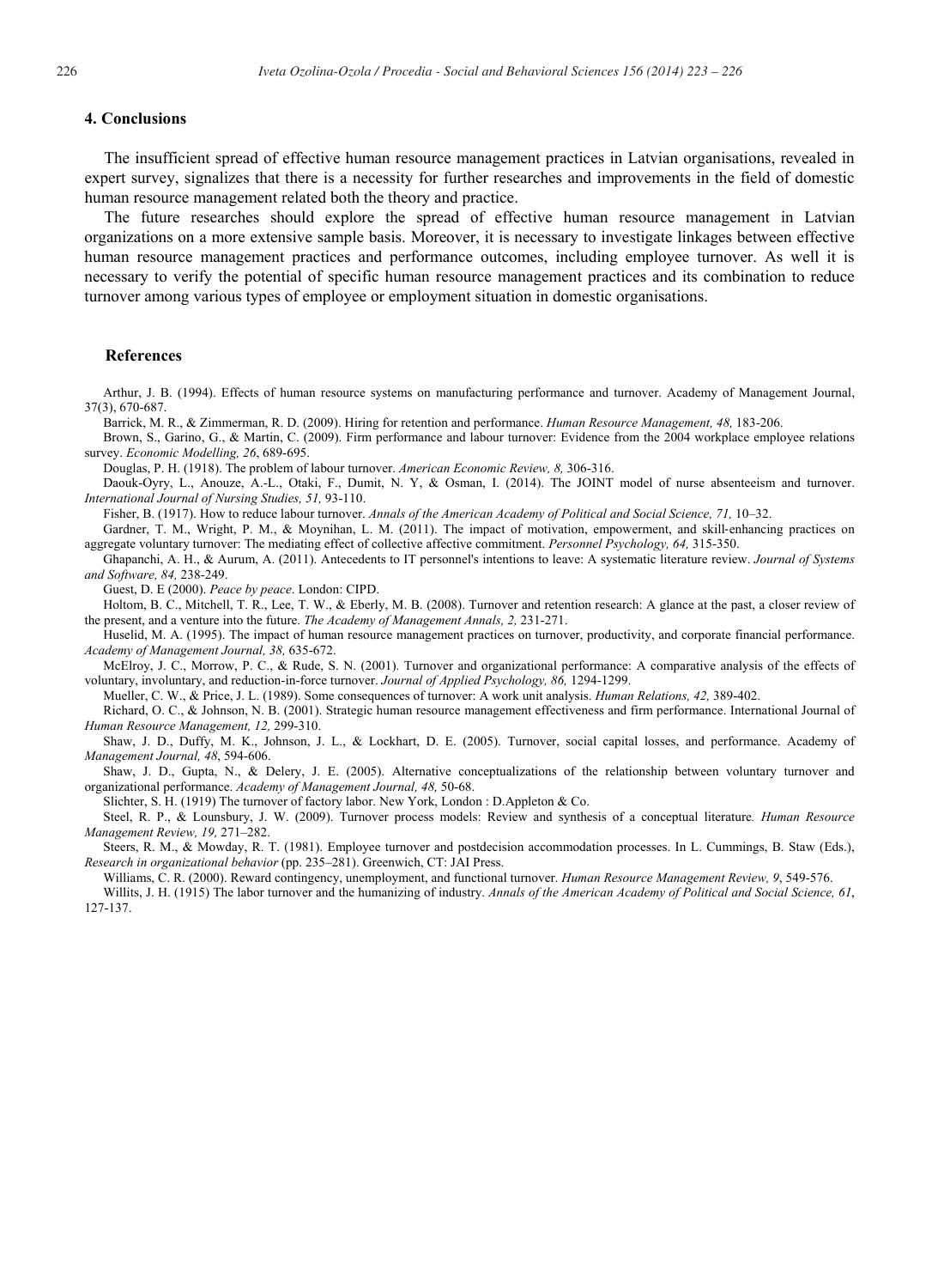## 4. Conclusions

The insufficient spread of effective human resource management practices in Latvian organisations, revealed in expert survey, signalizes that there is a necessity for further researches and improvements in the field of domestic human resource management related both the theory and practice.

The future researches should explore the spread of effective human resource management in Latvian organizations on a more extensive sample basis. Moreover, it is necessary to investigate linkages between effective human resource management practices and performance outcomes, including employee turnover. As well it is necessary to verify the potential of specific human resource management practices and its combination to reduce turnover among various types of employee or employment situation in domestic organisations.

## References

Arthur, J. B. (1994). Effects of human resource systems on manufacturing performance and turnover. Academy of Management Journal, 37(3), 670-687.

Barrick, M. R., & Zimmerman, R. D. (2009). Hiring for retention and performance. *Human Resource Management, 48,* 183-206.

Brown, S., Garino, G., & Martin, C. (2009). Firm performance and labour turnover: Evidence from the 2004 workplace employee relations survey. *Economic Modelling, 26*, 689-695.

Douglas, P. H. (1918). The problem of labour turnover. *American Economic Review, 8,* 306-316.

Daouk-Oyry, L., Anouze, A.-L., Otaki, F., Dumit, N. Y, & Osman, I. (2014). The JOINT model of nurse absenteeism and turnover. *International Journal of Nursing Studies, 51,* 93-110.

Fisher, B. (1917). How to reduce labour turnover. *Annals of the American Academy of Political and Social Science, 71,* 10–32.

Gardner, T. M., Wright, P. M., & Moynihan, L. M. (2011). The impact of motivation, empowerment, and skill-enhancing practices on aggregate voluntary turnover: The mediating effect of collective affective commitment. *Personnel Psychology, 64,* 315-350.

Ghapanchi, A. H., & Aurum, A. (2011). Antecedents to IT personnel's intentions to leave: A systematic literature review. *Journal of Systems and Software, 84,* 238-249.

Guest, D. E (2000). *Peace by peace*. London: CIPD.

Holtom, B. C., Mitchell, T. R., Lee, T. W., & Eberly, M. B. (2008). Turnover and retention research: A glance at the past, a closer review of the present, and a venture into the future. *The Academy of Management Annals, 2,* 231-271.

Huselid, M. A. (1995). The impact of human resource management practices on turnover, productivity, and corporate financial performance. *Academy of Management Journal, 38,* 635-672.

McElroy, J. C., Morrow, P. C., & Rude, S. N. (2001). Turnover and organizational performance: A comparative analysis of the effects of voluntary, involuntary, and reduction-in-force turnover. *Journal of Applied Psychology, 86,* 1294-1299.

Mueller, C. W., & Price, J. L. (1989). Some consequences of turnover: A work unit analysis. *Human Relations, 42,* 389-402.

Richard, O. C., & Johnson, N. B. (2001). Strategic human resource management effectiveness and firm performance. International Journal of *Human Resource Management, 12,* 299-310.

Shaw, J. D., Duffy, M. K., Johnson, J. L., & Lockhart, D. E. (2005). Turnover, social capital losses, and performance. Academy of *Management Journal, 48*, 594-606.

Shaw, J. D., Gupta, N., & Delery, J. E. (2005). Alternative conceptualizations of the relationship between voluntary turnover and organizational performance. *Academy of Management Journal, 48,* 50-68.

Slichter, S. H. (1919) The turnover of factory labor. New York, London : D.Appleton & Co.

Steel, R. P., & Lounsbury, J. W. (2009). Turnover process models: Review and synthesis of a conceptual literature*. Human Resource Management Review, 19,* 271–282.

Steers, R. M., & Mowday, R. T. (1981). Employee turnover and postdecision accommodation processes. In L. Cummings, B. Staw (Eds.), *Research in organizational behavior* (pp. 235–281). Greenwich, CT: JAI Press.

Williams, C. R. (2000). Reward contingency, unemployment, and functional turnover. *Human Resource Management Review, 9*, 549-576.

Willits, J. H. (1915) The labor turnover and the humanizing of industry. *Annals of the American Academy of Political and Social Science, 61*, 127-137.